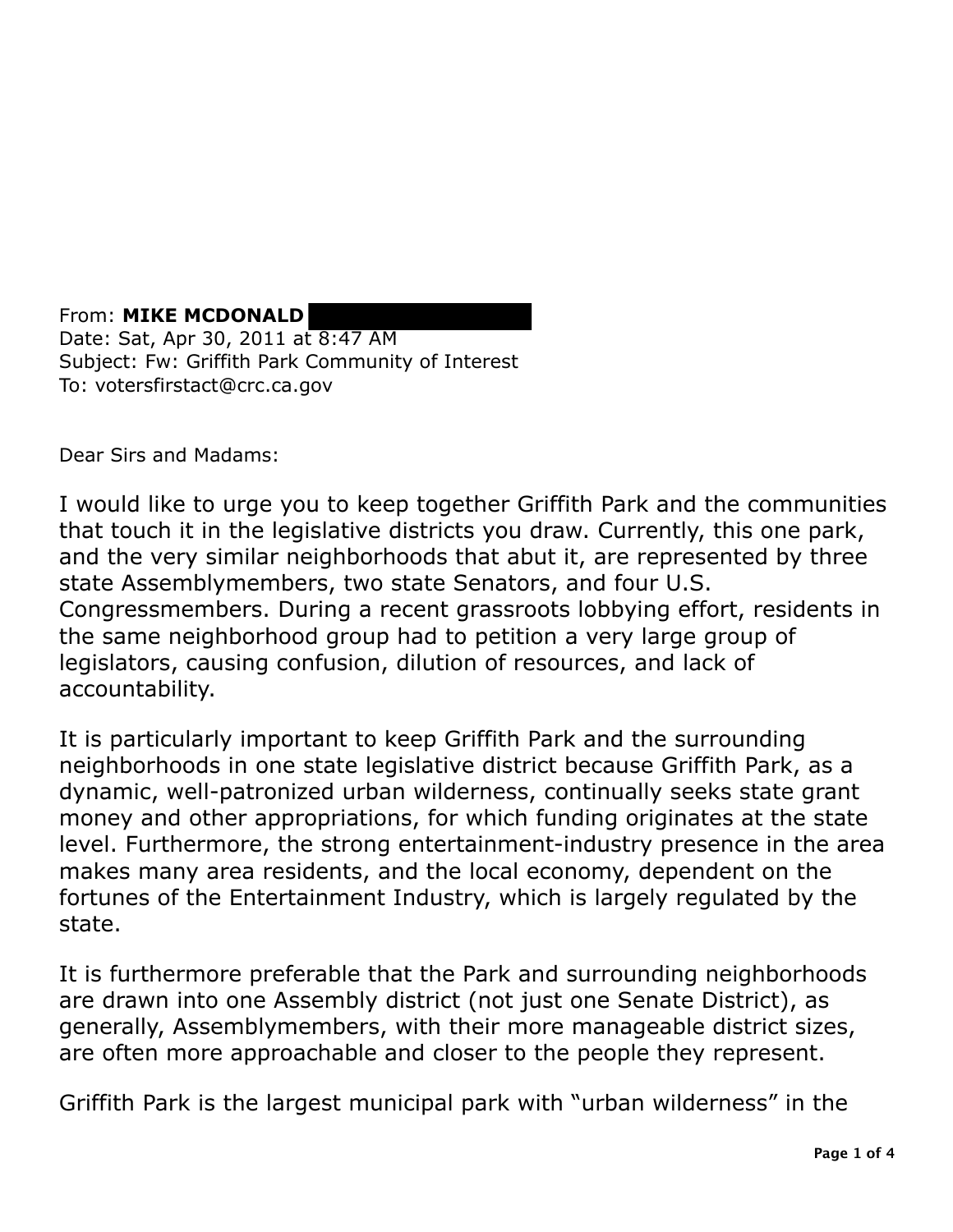From: **MIKE MCDONALD**
Date: Sat, Apr 30, 2011 at 8:47 AM
Subject: Fw: Griffith Park Community of Interest
To: votersfirstact@crc.ca.gov

Dear Sirs and Madams:

I would like to urge you to keep together Griffith Park and the communities that touch it in the legislative districts you draw. Currently, this one park, and the very similar neighborhoods that abut it, are represented by three state Assemblymembers, two state Senators, and four U.S. Congressmembers. During a recent grassroots lobbying effort, residents in the same neighborhood group had to petition a very large group of legislators, causing confusion, dilution of resources, and lack of accountability.

It is particularly important to keep Griffith Park and the surrounding neighborhoods in one state legislative district because Griffith Park, as a dynamic, well-patronized urban wilderness, continually seeks state grant money and other appropriations, for which funding originates at the state level. Furthermore, the strong entertainment-industry presence in the area makes many area residents, and the local economy, dependent on the fortunes of the Entertainment Industry, which is largely regulated by the state.

It is furthermore preferable that the Park and surrounding neighborhoods are drawn into one Assembly district (not just one Senate District), as generally, Assemblymembers, with their more manageable district sizes, are often more approachable and closer to the people they represent.

Griffith Park is the largest municipal park with "urban wilderness" in the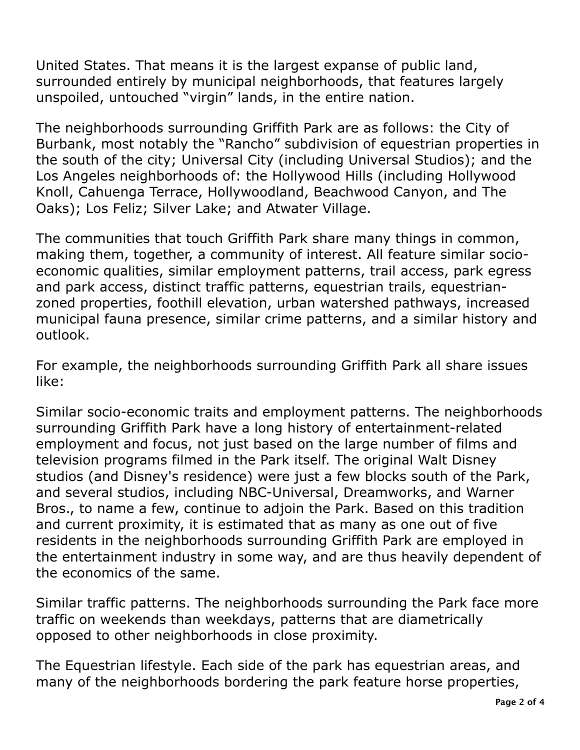United States. That means it is the largest expanse of public land, surrounded entirely by municipal neighborhoods, that features largely unspoiled, untouched "virgin" lands, in the entire nation.

The neighborhoods surrounding Griffith Park are as follows: the City of Burbank, most notably the "Rancho" subdivision of equestrian properties in the south of the city; Universal City (including Universal Studios); and the Los Angeles neighborhoods of: the Hollywood Hills (including Hollywood Knoll, Cahuenga Terrace, Hollywoodland, Beachwood Canyon, and The Oaks); Los Feliz; Silver Lake; and Atwater Village.

The communities that touch Griffith Park share many things in common, making them, together, a community of interest. All feature similar socio-economic qualities, similar employment patterns, trail access, park egress and park access, distinct traffic patterns, equestrian trails, equestrian-zoned properties, foothill elevation, urban watershed pathways, increased municipal fauna presence, similar crime patterns, and a similar history and outlook.

For example, the neighborhoods surrounding Griffith Park all share issues like:

Similar socio-economic traits and employment patterns. The neighborhoods surrounding Griffith Park have a long history of entertainment-related employment and focus, not just based on the large number of films and television programs filmed in the Park itself. The original Walt Disney studios (and Disney's residence) were just a few blocks south of the Park, and several studios, including NBC-Universal, Dreamworks, and Warner Bros., to name a few, continue to adjoin the Park. Based on this tradition and current proximity, it is estimated that as many as one out of five residents in the neighborhoods surrounding Griffith Park are employed in the entertainment industry in some way, and are thus heavily dependent of the economics of the same.

Similar traffic patterns. The neighborhoods surrounding the Park face more traffic on weekends than weekdays, patterns that are diametrically opposed to other neighborhoods in close proximity.

The Equestrian lifestyle. Each side of the park has equestrian areas, and many of the neighborhoods bordering the park feature horse properties,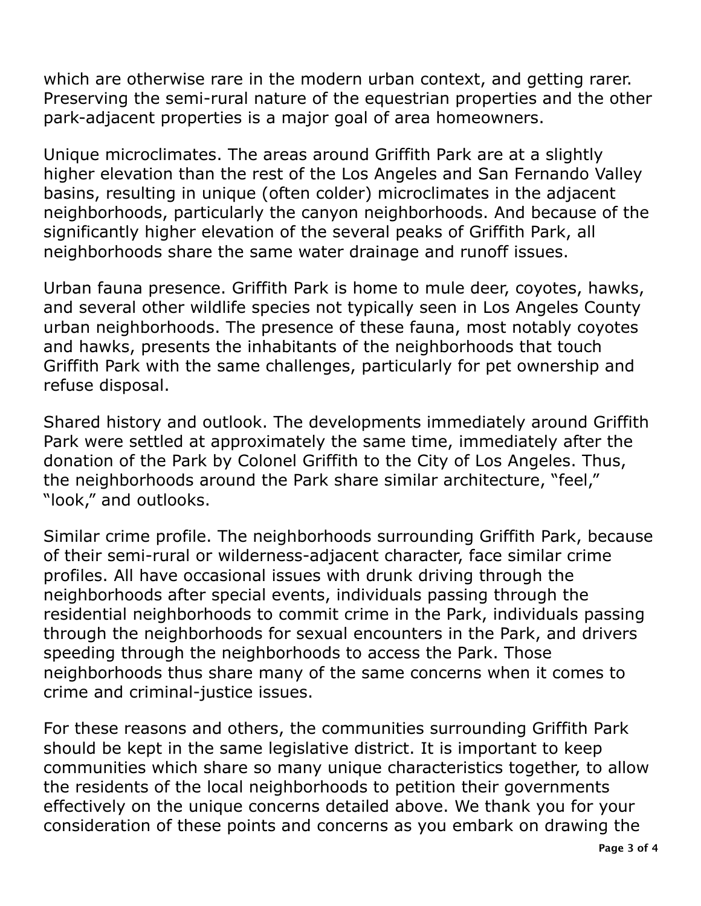which are otherwise rare in the modern urban context, and getting rarer. Preserving the semi-rural nature of the equestrian properties and the other park-adjacent properties is a major goal of area homeowners.

Unique microclimates. The areas around Griffith Park are at a slightly higher elevation than the rest of the Los Angeles and San Fernando Valley basins, resulting in unique (often colder) microclimates in the adjacent neighborhoods, particularly the canyon neighborhoods. And because of the significantly higher elevation of the several peaks of Griffith Park, all neighborhoods share the same water drainage and runoff issues.

Urban fauna presence. Griffith Park is home to mule deer, coyotes, hawks, and several other wildlife species not typically seen in Los Angeles County urban neighborhoods. The presence of these fauna, most notably coyotes and hawks, presents the inhabitants of the neighborhoods that touch Griffith Park with the same challenges, particularly for pet ownership and refuse disposal.

Shared history and outlook. The developments immediately around Griffith Park were settled at approximately the same time, immediately after the donation of the Park by Colonel Griffith to the City of Los Angeles. Thus, the neighborhoods around the Park share similar architecture, "feel," "look," and outlooks.

Similar crime profile. The neighborhoods surrounding Griffith Park, because of their semi-rural or wilderness-adjacent character, face similar crime profiles. All have occasional issues with drunk driving through the neighborhoods after special events, individuals passing through the residential neighborhoods to commit crime in the Park, individuals passing through the neighborhoods for sexual encounters in the Park, and drivers speeding through the neighborhoods to access the Park. Those neighborhoods thus share many of the same concerns when it comes to crime and criminal-justice issues.

For these reasons and others, the communities surrounding Griffith Park should be kept in the same legislative district. It is important to keep communities which share so many unique characteristics together, to allow the residents of the local neighborhoods to petition their governments effectively on the unique concerns detailed above. We thank you for your consideration of these points and concerns as you embark on drawing the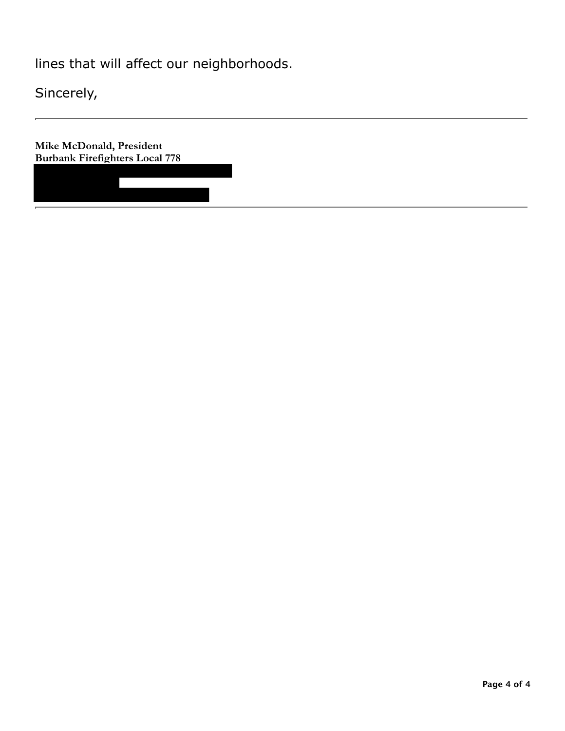lines that will affect our neighborhoods.

Sincerely,

---

**Mike McDonald, President**
**Burbank Firefighters Local 778**

---